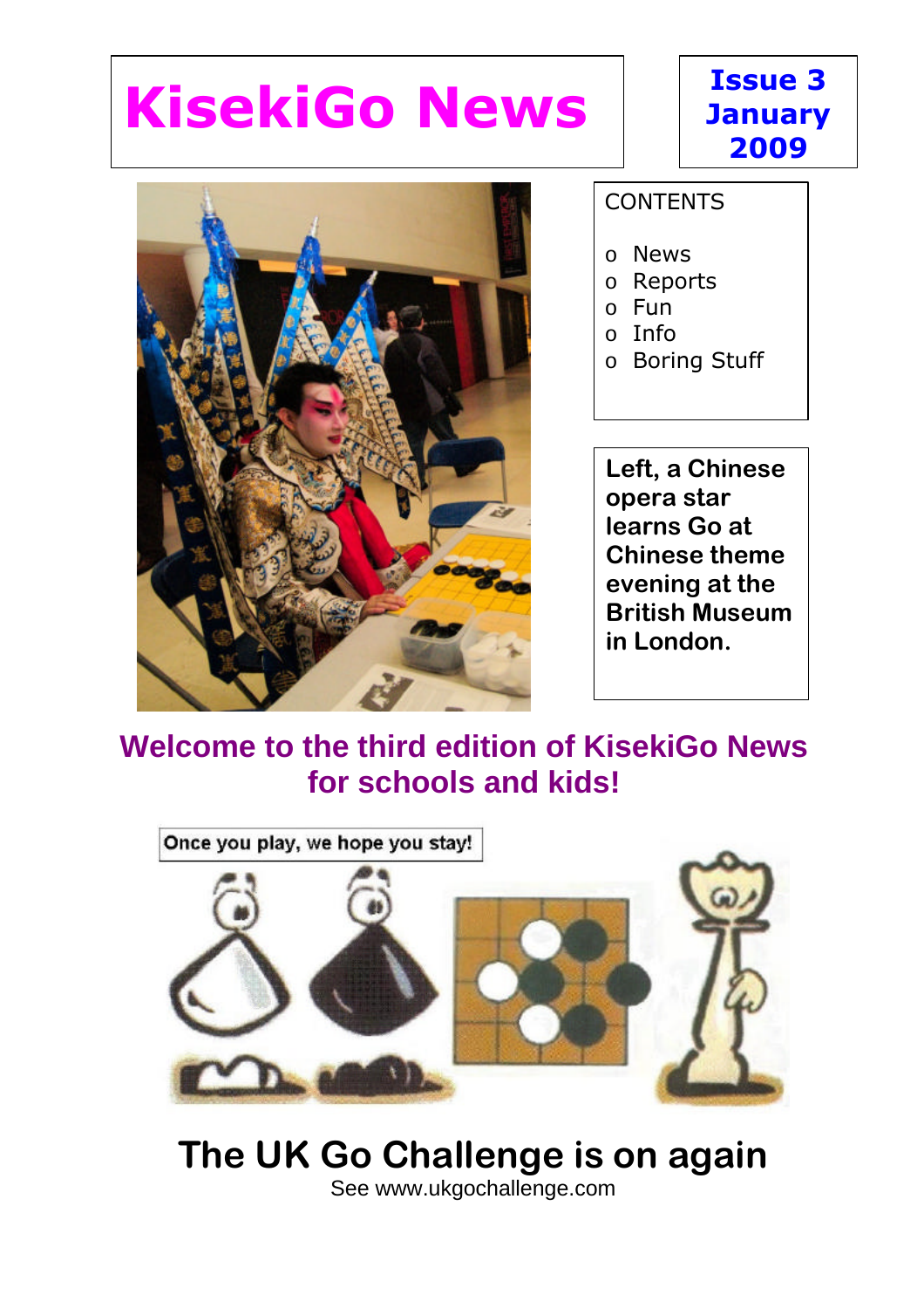# KisekiGo News

**Issue 3 January 2009**

CONTENTS

- News
- Reports
- Fun
- Info
- Boring Stuff

**Left, a Chinese opera star learns Go at Chinese theme evening at the British Museum in London.**

## Welcome to the third edition of KisekiGo News for schools and kids!

Once you play, we hope you stay!

## The UK Go Challenge is on again

See www.ukgochallenge.com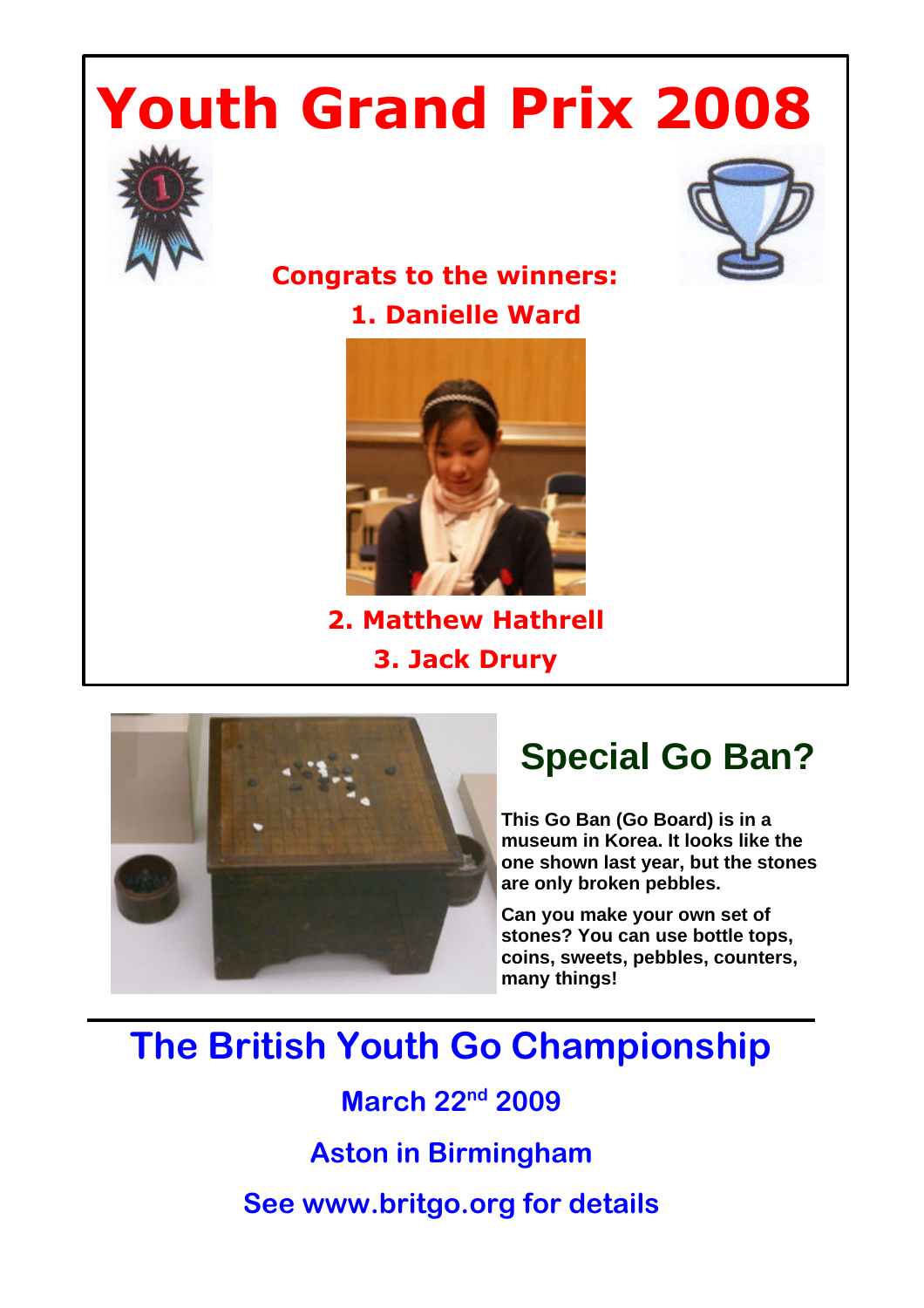# Youth Grand Prix 2008

**Congrats to the winners:**

**1. Danielle Ward**

**2. Matthew Hathrell**

**3. Jack Drury**

## Special Go Ban?

**This Go Ban (Go Board) is in a museum in Korea. It looks like the one shown last year, but the stones are only broken pebbles.**

**Can you make your own set of stones? You can use bottle tops, coins, sweets, pebbles, counters, many things!**

---

## The British Youth Go Championship

**March 22nd 2009**

**Aston in Birmingham**

**See www.britgo.org for details**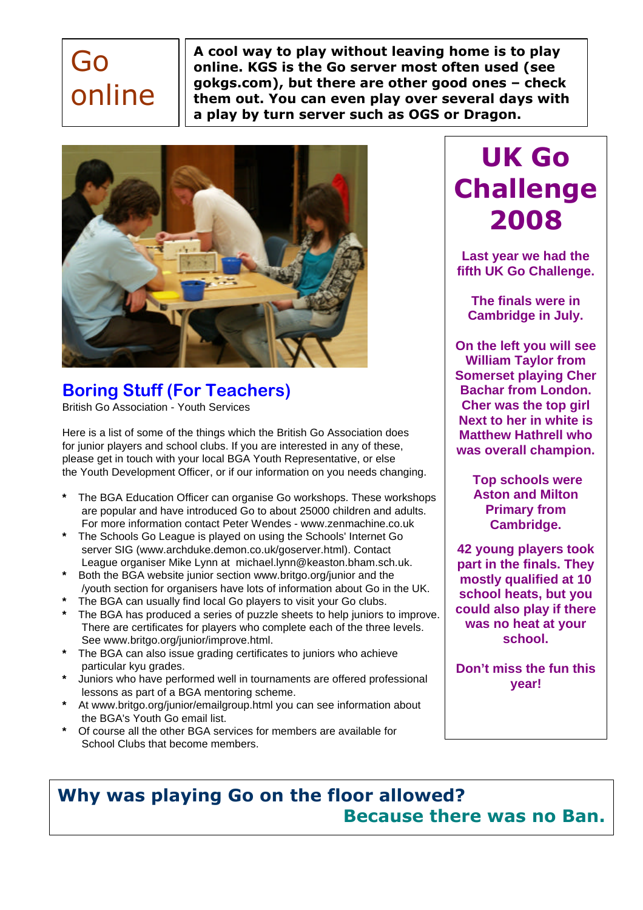# Go online

**A cool way to play without leaving home is to play online. KGS is the Go server most often used (see gokgs.com), but there are other good ones – check them out. You can even play over several days with a play by turn server such as OGS or Dragon.**

## Boring Stuff (For Teachers)

British Go Association - Youth Services

Here is a list of some of the things which the British Go Association does for junior players and school clubs. If you are interested in any of these, please get in touch with your local BGA Youth Representative, or else the Youth Development Officer, or if our information on you needs changing.

- The BGA Education Officer can organise Go workshops. These workshops are popular and have introduced Go to about 25000 children and adults. For more information contact Peter Wendes - www.zenmachine.co.uk
- The Schools Go League is played on using the Schools' Internet Go server SIG (www.archduke.demon.co.uk/goserver.html). Contact League organiser Mike Lynn at michael.lynn@keaston.bham.sch.uk.
- Both the BGA website junior section www.britgo.org/junior and the /youth section for organisers have lots of information about Go in the UK.
- The BGA can usually find local Go players to visit your Go clubs.
- The BGA has produced a series of puzzle sheets to help juniors to improve. There are certificates for players who complete each of the three levels. See www.britgo.org/junior/improve.html.
- The BGA can also issue grading certificates to juniors who achieve particular kyu grades.
- Juniors who have performed well in tournaments are offered professional lessons as part of a BGA mentoring scheme.
- At www.britgo.org/junior/emailgroup.html you can see information about the BGA's Youth Go email list.
- Of course all the other BGA services for members are available for School Clubs that become members.

## UK Go Challenge 2008

**Last year we had the fifth UK Go Challenge.**

**The finals were in Cambridge in July.**

**On the left you will see William Taylor from Somerset playing Cher Bachar from London. Cher was the top girl Next to her in white is Matthew Hathrell who was overall champion.**

**Top schools were Aston and Milton Primary from Cambridge.**

**42 young players took part in the finals. They mostly qualified at 10 school heats, but you could also play if there was no heat at your school.**

**Don't miss the fun this year!**

**Why was playing Go on the floor allowed?**
**Because there was no Ban.**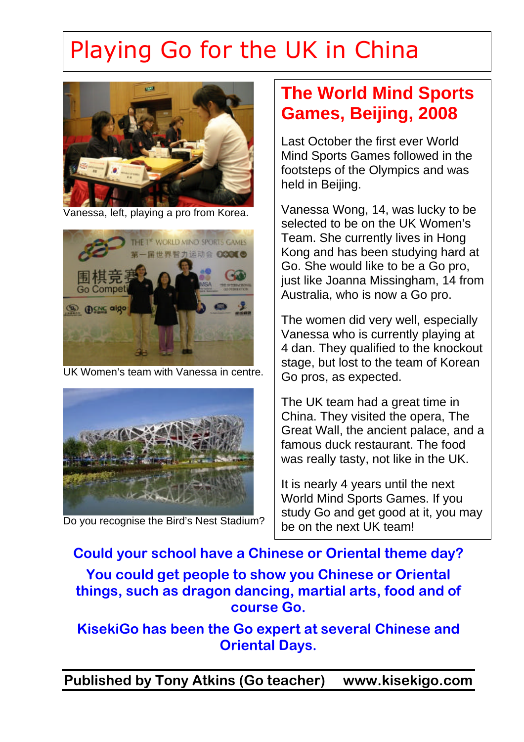# Playing Go for the UK in China

Vanessa, left, playing a pro from Korea.

UK Women's team with Vanessa in centre.

Do you recognise the Bird's Nest Stadium?

## The World Mind Sports Games, Beijing, 2008

Last October the first ever World Mind Sports Games followed in the footsteps of the Olympics and was held in Beijing.

Vanessa Wong, 14, was lucky to be selected to be on the UK Women's Team. She currently lives in Hong Kong and has been studying hard at Go. She would like to be a Go pro, just like Joanna Missingham, 14 from Australia, who is now a Go pro.

The women did very well, especially Vanessa who is currently playing at 4 dan. They qualified to the knockout stage, but lost to the team of Korean Go pros, as expected.

The UK team had a great time in China. They visited the opera, The Great Wall, the ancient palace, and a famous duck restaurant. The food was really tasty, not like in the UK.

It is nearly 4 years until the next World Mind Sports Games. If you study Go and get good at it, you may be on the next UK team!

**Could your school have a Chinese or Oriental theme day?**

**You could get people to show you Chinese or Oriental things, such as dragon dancing, martial arts, food and of course Go.**

**KisekiGo has been the Go expert at several Chinese and Oriental Days.**

**Published by Tony Atkins (Go teacher) www.kisekigo.com**